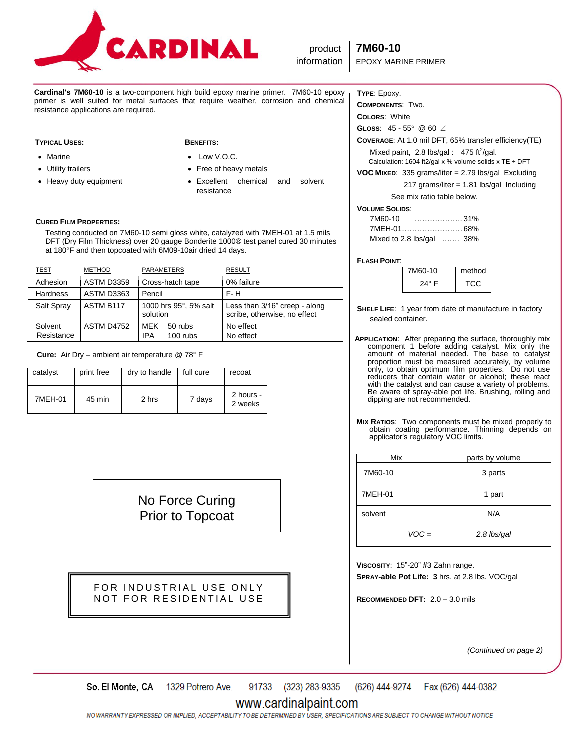# CARDINAL

product information

## 7M60-10

EPOXY MARINE PRIMER

**Cardinal's 7M60-10** is a two-component high build epoxy marine primer. 7M60-10 epoxy primer is well suited for metal surfaces that require weather, corrosion and chemical resistance applications are required.

### Typical Uses:

- Marine
- Utility trailers
- Heavy duty equipment

### Benefits:

- Low V.O.C.
- Free of heavy metals
- Excellent chemical and solvent resistance

### Cured Film Properties:

Testing conducted on 7M60-10 semi gloss white, catalyzed with 7MEH-01 at 1.5 mils DFT (Dry Film Thickness) over 20 gauge Bonderite 1000® test panel cured 30 minutes at 180°F and then topcoated with 6M09-10air dried 14 days.

| TEST | METHOD | PARAMETERS | RESULT |
|---|---|---|---|
| Adhesion | ASTM D3359 | Cross-hatch tape | 0% failure |
| Hardness | ASTM D3363 | Pencil | F- H |
| Salt Spray | ASTM B117 | 1000 hrs 95°, 5% salt solution | Less than 3/16" creep - along scribe, otherwise, no effect |
| Solvent Resistance | ASTM D4752 | MEK 50 rubs<br>IPA 100 rubs | No effect<br>No effect |

**Cure:** Air Dry – ambient air temperature @ 78° F

| catalyst | print free | dry to handle | full cure | recoat |
|---|---|---|---|---|
| 7MEH-01 | 45 min | 2 hrs | 7 days | 2 hours - 2 weeks |

No Force Curing Prior to Topcoat

FOR INDUSTRIAL USE ONLY
NOT FOR RESIDENTIAL USE

**Type**: Epoxy.

**Components**: Two.

**Colors**: White

**Gloss**: 45 - 55° @ 60 ∠

**Coverage**: At 1.0 mil DFT, 65% transfer efficiency(TE)

Mixed paint, 2.8 lbs/gal : 475 ft$^2$/gal.

Calculation: 1604 ft2/gal x % volume solids x TE ÷ DFT

**VOC Mixed**: 335 grams/liter = 2.79 lbs/gal Excluding

217 grams/liter = 1.81 lbs/gal Including

See mix ratio table below.

**Volume Solids**:

7M60-10 .................. 31%
7MEH-01........................ 68%
Mixed to 2.8 lbs/gal ....... 38%

**Flash Point**:

| 7M60-10 | method |
|---|---|
| 24° F | TCC |

**Shelf Life**: 1 year from date of manufacture in factory sealed container.

**Application**: After preparing the surface, thoroughly mix component 1 before adding catalyst. Mix only the amount of material needed. The base to catalyst proportion must be measured accurately, by volume only, to obtain optimum film properties. Do not use reducers that contain water or alcohol; these react with the catalyst and can cause a variety of problems. Be aware of spray-able pot life. Brushing, rolling and dipping are not recommended.

**Mix Ratios**: Two components must be mixed properly to obtain coating performance. Thinning depends on applicator's regulatory VOC limits.

| Mix | parts by volume |
|---|---|
| 7M60-10 | 3 parts |
| 7MEH-01 | 1 part |
| solvent | N/A |
| *VOC =* | *2.8 lbs/gal* |

**Viscosity**: 15"-20" #3 Zahn range.

**Spray-able Pot Life: 3** hrs. at 2.8 lbs. VOC/gal

**Recommended DFT:** 2.0 – 3.0 mils

*(Continued on page 2)*

So. El Monte, CA 1329 Potrero Ave. 91733 (323) 283-9335 (626) 444-9274 Fax (626) 444-0382

www.cardinalpaint.com

NO WARRANTY EXPRESSED OR IMPLIED, ACCEPTABILITY TO BE DETERMINED BY USER, SPECIFICATIONS ARE SUBJECT TO CHANGE WITHOUT NOTICE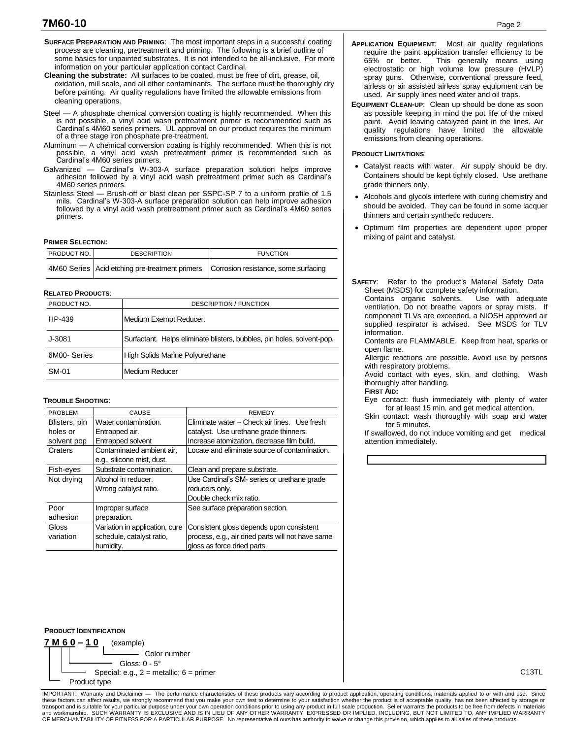**SURFACE PREPARATION AND PRIMING**: The most important steps in a successful coating process are cleaning, pretreatment and priming. The following is a brief outline of some basics for unpainted substrates. It is not intended to be all-inclusive. For more information on your particular application contact Cardinal.

**Cleaning the substrate:** All surfaces to be coated, must be free of dirt, grease, oil, oxidation, mill scale, and all other contaminants. The surface must be thoroughly dry before painting. Air quality regulations have limited the allowable emissions from cleaning operations.

Steel — A phosphate chemical conversion coating is highly recommended. When this is not possible, a vinyl acid wash pretreatment primer is recommended such as Cardinal's 4M60 series primers. UL approval on our product requires the minimum of a three stage iron phosphate pre-treatment.

Aluminum — A chemical conversion coating is highly recommended. When this is not possible, a vinyl acid wash pretreatment primer is recommended such as Cardinal's 4M60 series primers.

Galvanized — Cardinal's W-303-A surface preparation solution helps improve adhesion followed by a vinyl acid wash pretreatment primer such as Cardinal's 4M60 series primers.

Stainless Steel — Brush-off or blast clean per SSPC-SP 7 to a uniform profile of 1.5 mils. Cardinal's W-303-A surface preparation solution can help improve adhesion followed by a vinyl acid wash pretreatment primer such as Cardinal's 4M60 series primers.

**PRIMER SELECTION:**

| PRODUCT NO. | DESCRIPTION | FUNCTION |
|---|---|---|
| 4M60 Series | Acid etching pre-treatment primers | Corrosion resistance, some surfacing |

**RELATED PRODUCTS**:

| PRODUCT NO. | DESCRIPTION / FUNCTION |
|---|---|
| HP-439 | Medium Exempt Reducer. |
| J-3081 | Surfactant. Helps eliminate blisters, bubbles, pin holes, solvent-pop. |
| 6M00- Series | High Solids Marine Polyurethane |
| SM-01 | Medium Reducer |

**TROUBLE SHOOTING**:

| PROBLEM | CAUSE | REMEDY |
|---|---|---|
| Blisters, pin holes or solvent pop | Water contamination. Entrapped air. Entrapped solvent | Eliminate water – Check air lines. Use fresh catalyst. Use urethane grade thinners. Increase atomization, decrease film build. |
| Craters | Contaminated ambient air, e.g., silicone mist, dust. | Locate and eliminate source of contamination. |
| Fish-eyes | Substrate contamination. | Clean and prepare substrate. |
| Not drying | Alcohol in reducer. Wrong catalyst ratio. | Use Cardinal's SM- series or urethane grade reducers only. Double check mix ratio. |
| Poor adhesion | Improper surface preparation. | See surface preparation section. |
| Gloss variation | Variation in application, cure schedule, catalyst ratio, humidity. | Consistent gloss depends upon consistent process, e.g., air dried parts will not have same gloss as force dried parts. |

**PRODUCT IDENTIFICATION**

**7 M 6 0 – 1 0** (example)

- 7 — Product type
- M — Special: e.g., 2 = metallic; 6 = primer
- 6 — Gloss: 0 - 5°
- 0 – 1 0 — Color number

**APPLICATION EQUIPMENT**: Most air quality regulations require the paint application transfer efficiency to be 65% or better. This generally means using electrostatic or high volume low pressure (HVLP) spray guns. Otherwise, conventional pressure feed, airless or air assisted airless spray equipment can be used. Air supply lines need water and oil traps.

**EQUIPMENT CLEAN-UP**: Clean up should be done as soon as possible keeping in mind the pot life of the mixed paint. Avoid leaving catalyzed paint in the lines. Air quality regulations have limited the allowable emissions from cleaning operations.

**PRODUCT LIMITATIONS**:

- Catalyst reacts with water. Air supply should be dry. Containers should be kept tightly closed. Use urethane grade thinners only.
- Alcohols and glycols interfere with curing chemistry and should be avoided. They can be found in some lacquer thinners and certain synthetic reducers.
- Optimum film properties are dependent upon proper mixing of paint and catalyst.

**SAFETY**: Refer to the product's Material Safety Data Sheet (MSDS) for complete safety information.

Contains organic solvents. Use with adequate ventilation. Do not breathe vapors or spray mists. If component TLVs are exceeded, a NIOSH approved air supplied respirator is advised. See MSDS for TLV information.

Contents are FLAMMABLE. Keep from heat, sparks or open flame.

Allergic reactions are possible. Avoid use by persons with respiratory problems.

Avoid contact with eyes, skin, and clothing. Wash thoroughly after handling.

**FIRST AID:**

Eye contact: flush immediately with plenty of water for at least 15 min. and get medical attention.

Skin contact: wash thoroughly with soap and water for 5 minutes.

If swallowed, do not induce vomiting and get medical attention immediately.

C13TL

IMPORTANT: Warranty and Disclaimer — The performance characteristics of these products vary according to product application, operating conditions, materials applied to or with and use. Since these factors can affect results, we strongly recommend that you make your own test to determine to your satisfaction whether the product is of acceptable quality, has not been affected by storage or transport and is suitable for your particular purpose under your own operation conditions prior to using any product in full scale production. Seller warrants the products to be free from defects in materials and workmanship. SUCH WARRANTY IS EXCLUSIVE AND IS IN LIEU OF ANY OTHER WARRANTY, EXPRESSED OR IMPLIED, INCLUDING, BUT NOT LIMITED TO, ANY IMPLIED WARRANTY OF MERCHANTABILITY OF FITNESS FOR A PARTICULAR PURPOSE. No representative of ours has authority to waive or change this provision, which applies to all sales of these products.